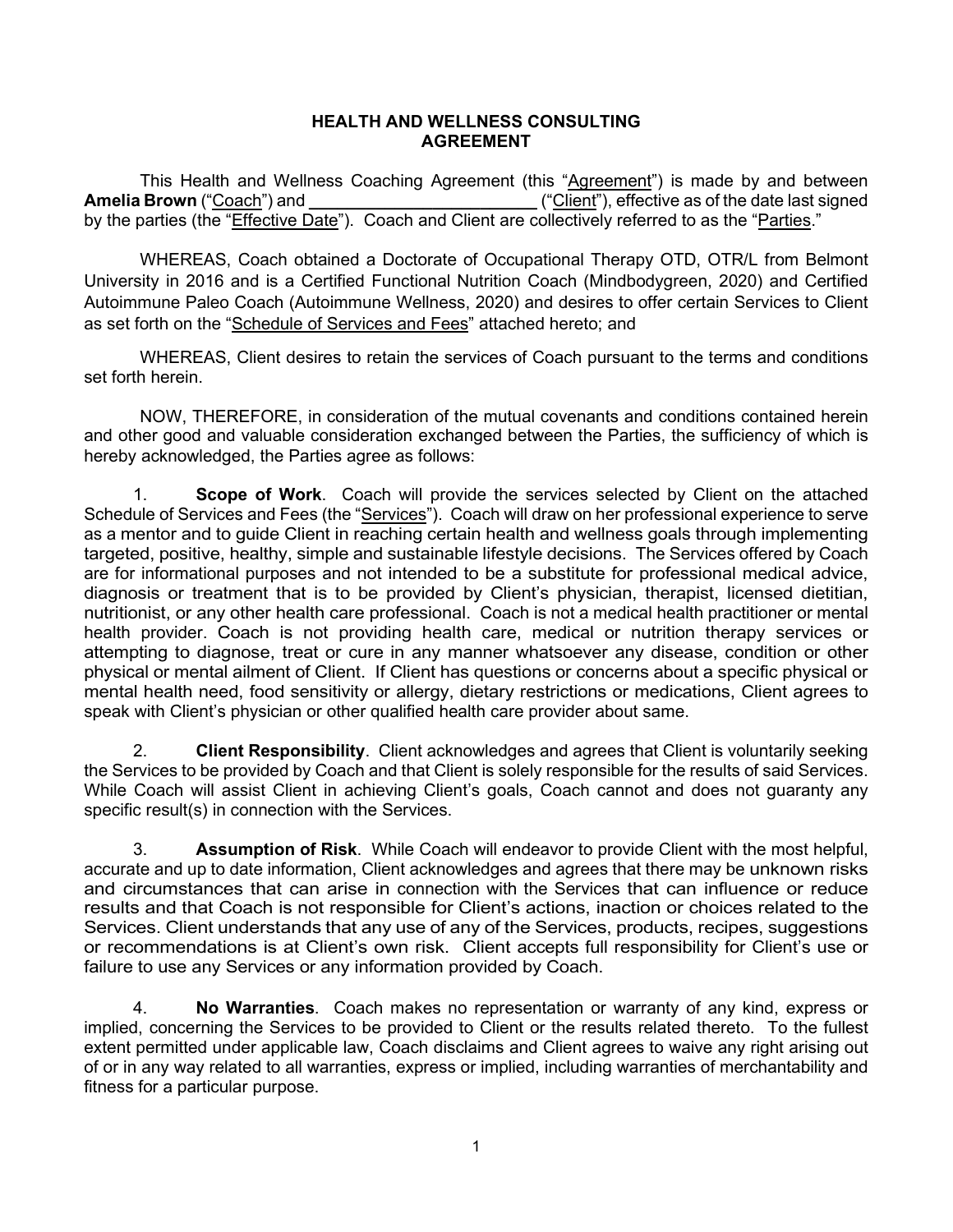# HEALTH AND WELLNESS CONSULTING AGREEMENT

This Health and Wellness Coaching Agreement (this "Agreement") is made by and between **Amelia Brown** ("Coach") and ________________________ ("Client"), effective as of the date last signed by the parties (the "Effective Date"). Coach and Client are collectively referred to as the "Parties."

WHEREAS, Coach obtained a Doctorate of Occupational Therapy OTD, OTR/L from Belmont University in 2016 and is a Certified Functional Nutrition Coach (Mindbodygreen, 2020) and Certified Autoimmune Paleo Coach (Autoimmune Wellness, 2020) and desires to offer certain Services to Client as set forth on the "Schedule of Services and Fees" attached hereto; and

WHEREAS, Client desires to retain the services of Coach pursuant to the terms and conditions set forth herein.

NOW, THEREFORE, in consideration of the mutual covenants and conditions contained herein and other good and valuable consideration exchanged between the Parties, the sufficiency of which is hereby acknowledged, the Parties agree as follows:

1. **Scope of Work**. Coach will provide the services selected by Client on the attached Schedule of Services and Fees (the "Services"). Coach will draw on her professional experience to serve as a mentor and to guide Client in reaching certain health and wellness goals through implementing targeted, positive, healthy, simple and sustainable lifestyle decisions. The Services offered by Coach are for informational purposes and not intended to be a substitute for professional medical advice, diagnosis or treatment that is to be provided by Client's physician, therapist, licensed dietitian, nutritionist, or any other health care professional. Coach is not a medical health practitioner or mental health provider. Coach is not providing health care, medical or nutrition therapy services or attempting to diagnose, treat or cure in any manner whatsoever any disease, condition or other physical or mental ailment of Client. If Client has questions or concerns about a specific physical or mental health need, food sensitivity or allergy, dietary restrictions or medications, Client agrees to speak with Client's physician or other qualified health care provider about same.

2. **Client Responsibility**. Client acknowledges and agrees that Client is voluntarily seeking the Services to be provided by Coach and that Client is solely responsible for the results of said Services. While Coach will assist Client in achieving Client's goals, Coach cannot and does not guaranty any specific result(s) in connection with the Services.

3. **Assumption of Risk**. While Coach will endeavor to provide Client with the most helpful, accurate and up to date information, Client acknowledges and agrees that there may be unknown risks and circumstances that can arise in connection with the Services that can influence or reduce results and that Coach is not responsible for Client's actions, inaction or choices related to the Services. Client understands that any use of any of the Services, products, recipes, suggestions or recommendations is at Client's own risk. Client accepts full responsibility for Client's use or failure to use any Services or any information provided by Coach.

4. **No Warranties**. Coach makes no representation or warranty of any kind, express or implied, concerning the Services to be provided to Client or the results related thereto. To the fullest extent permitted under applicable law, Coach disclaims and Client agrees to waive any right arising out of or in any way related to all warranties, express or implied, including warranties of merchantability and fitness for a particular purpose.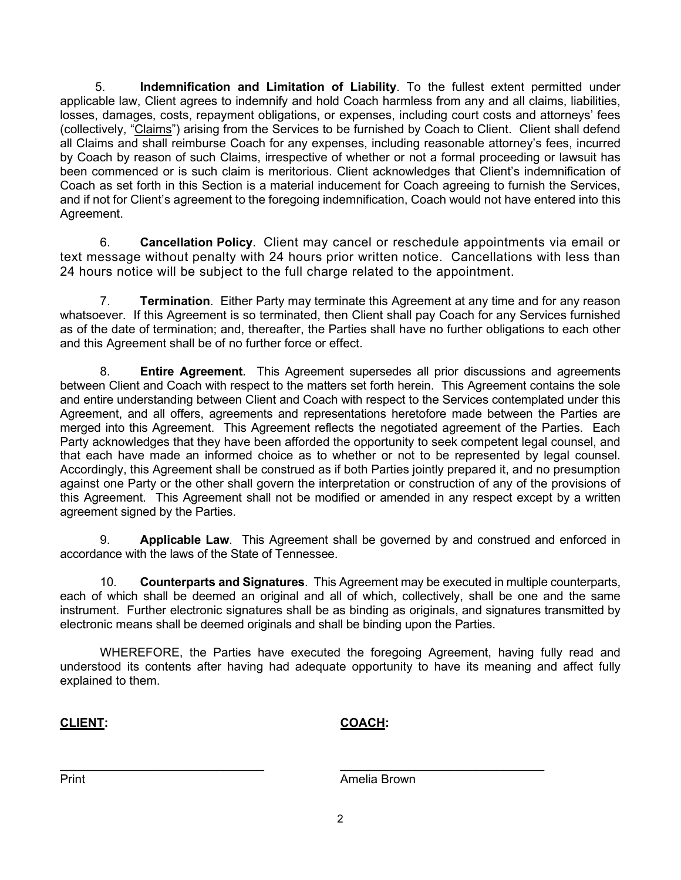5. **Indemnification and Limitation of Liability**. To the fullest extent permitted under applicable law, Client agrees to indemnify and hold Coach harmless from any and all claims, liabilities, losses, damages, costs, repayment obligations, or expenses, including court costs and attorneys' fees (collectively, "Claims") arising from the Services to be furnished by Coach to Client. Client shall defend all Claims and shall reimburse Coach for any expenses, including reasonable attorney's fees, incurred by Coach by reason of such Claims, irrespective of whether or not a formal proceeding or lawsuit has been commenced or is such claim is meritorious. Client acknowledges that Client's indemnification of Coach as set forth in this Section is a material inducement for Coach agreeing to furnish the Services, and if not for Client's agreement to the foregoing indemnification, Coach would not have entered into this Agreement.

6. **Cancellation Policy**. Client may cancel or reschedule appointments via email or text message without penalty with 24 hours prior written notice. Cancellations with less than 24 hours notice will be subject to the full charge related to the appointment.

7. **Termination**. Either Party may terminate this Agreement at any time and for any reason whatsoever. If this Agreement is so terminated, then Client shall pay Coach for any Services furnished as of the date of termination; and, thereafter, the Parties shall have no further obligations to each other and this Agreement shall be of no further force or effect.

8. **Entire Agreement**. This Agreement supersedes all prior discussions and agreements between Client and Coach with respect to the matters set forth herein. This Agreement contains the sole and entire understanding between Client and Coach with respect to the Services contemplated under this Agreement, and all offers, agreements and representations heretofore made between the Parties are merged into this Agreement. This Agreement reflects the negotiated agreement of the Parties. Each Party acknowledges that they have been afforded the opportunity to seek competent legal counsel, and that each have made an informed choice as to whether or not to be represented by legal counsel. Accordingly, this Agreement shall be construed as if both Parties jointly prepared it, and no presumption against one Party or the other shall govern the interpretation or construction of any of the provisions of this Agreement. This Agreement shall not be modified or amended in any respect except by a written agreement signed by the Parties.

9. **Applicable Law**. This Agreement shall be governed by and construed and enforced in accordance with the laws of the State of Tennessee.

10. **Counterparts and Signatures**. This Agreement may be executed in multiple counterparts, each of which shall be deemed an original and all of which, collectively, shall be one and the same instrument. Further electronic signatures shall be as binding as originals, and signatures transmitted by electronic means shall be deemed originals and shall be binding upon the Parties.

WHEREFORE, the Parties have executed the foregoing Agreement, having fully read and understood its contents after having had adequate opportunity to have its meaning and affect fully explained to them.

| **CLIENT:** | **COACH:** |
|---|---|
| ______________________________ | ______________________________ |
| Print | Amelia Brown |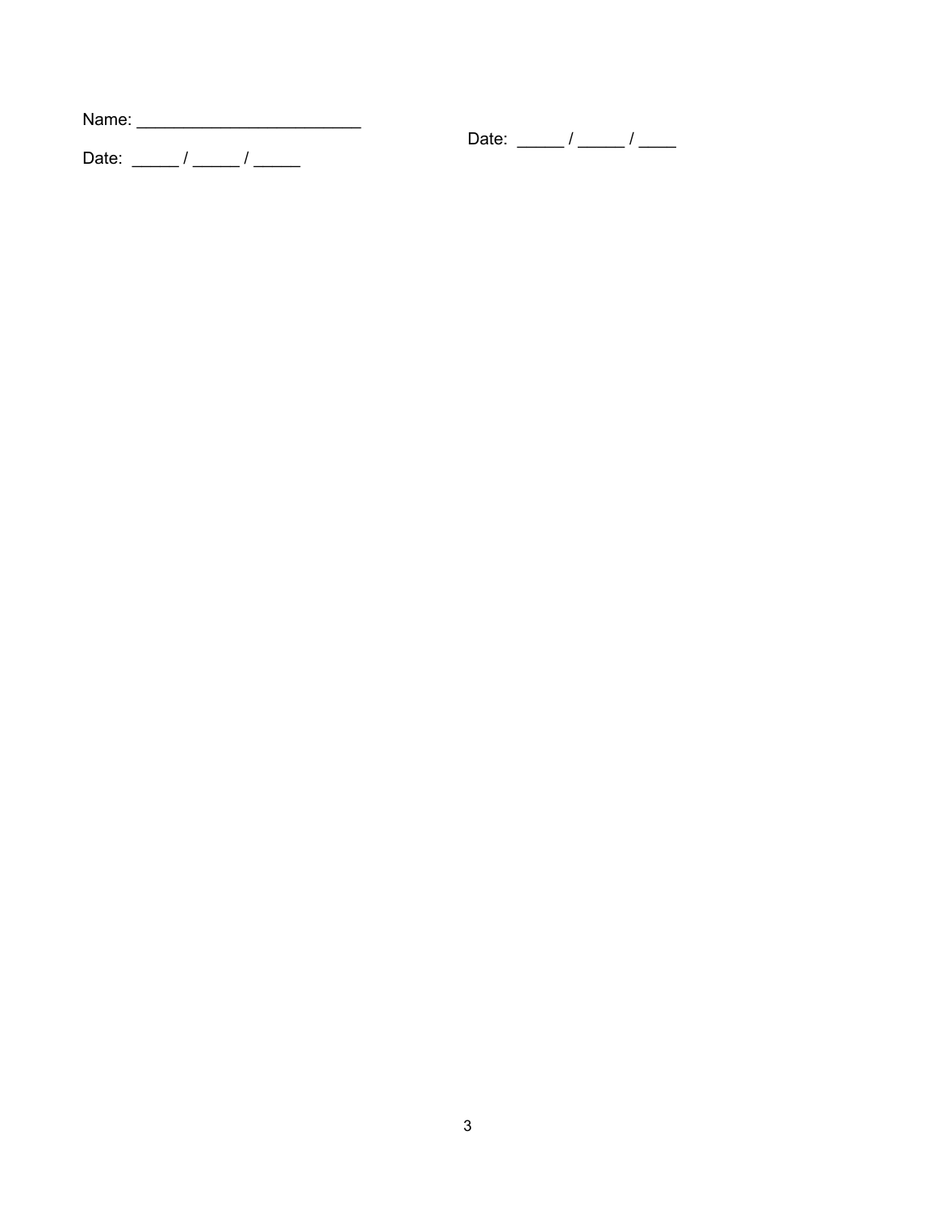Name: ________________________

Date: _____ / _____ / _____

Date: _____ / _____ / ____